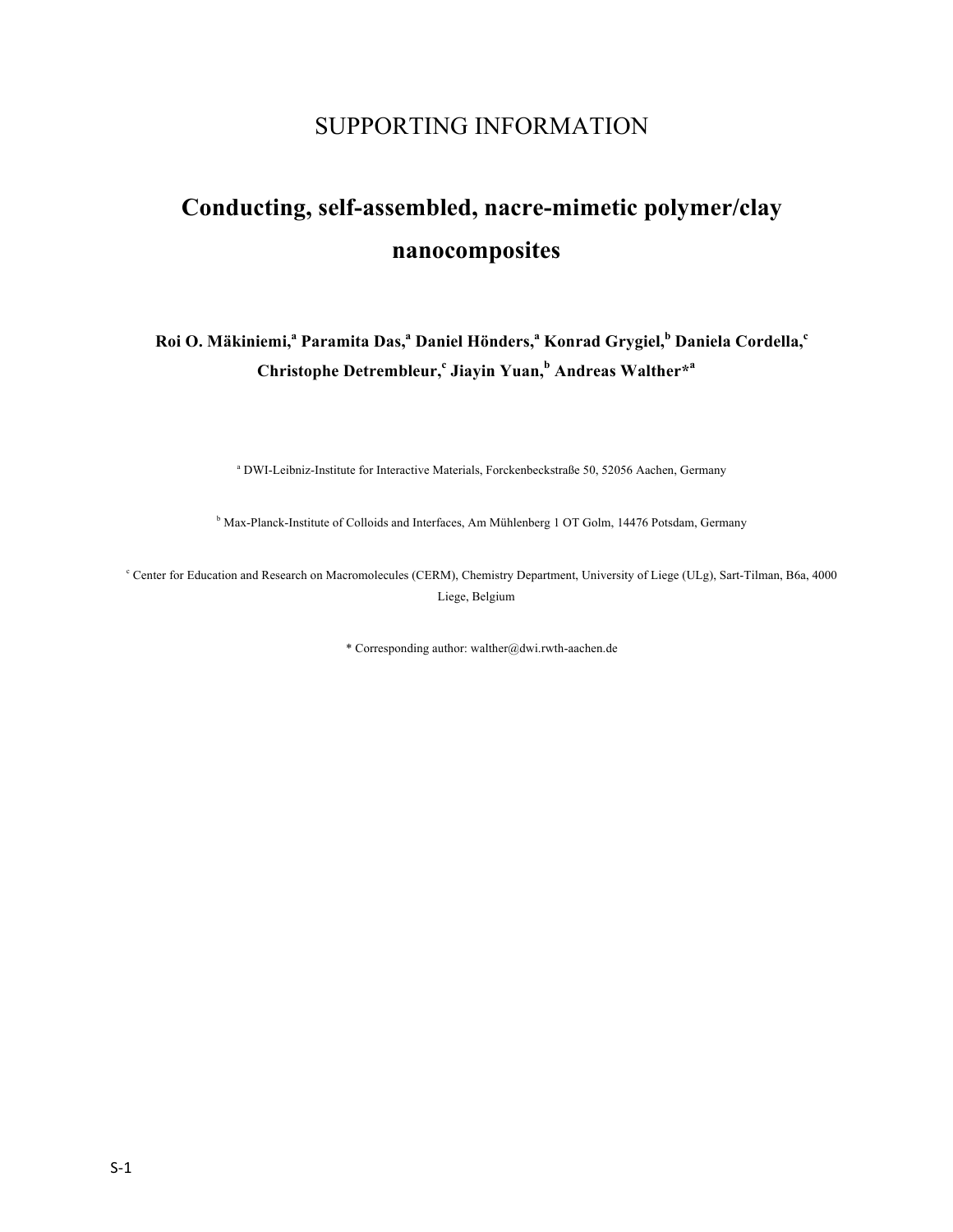SUPPORTING INFORMATION

# Conducting, self-assembled, nacre-mimetic polymer/clay nanocomposites

**Roi O. Mäkiniemi,[a] Paramita Das,[a] Daniel Hönders,[a] Konrad Grygiel,[b] Daniela Cordella,[c] Christophe Detrembleur,[c] Jiayin Yuan,[b] Andreas Walther*[a]**

[a] DWI-Leibniz-Institute for Interactive Materials, Forckenbeckstraße 50, 52056 Aachen, Germany

[b] Max-Planck-Institute of Colloids and Interfaces, Am Mühlenberg 1 OT Golm, 14476 Potsdam, Germany

[c] Center for Education and Research on Macromolecules (CERM), Chemistry Department, University of Liege (ULg), Sart-Tilman, B6a, 4000 Liege, Belgium

* Corresponding author: walther@dwi.rwth-aachen.de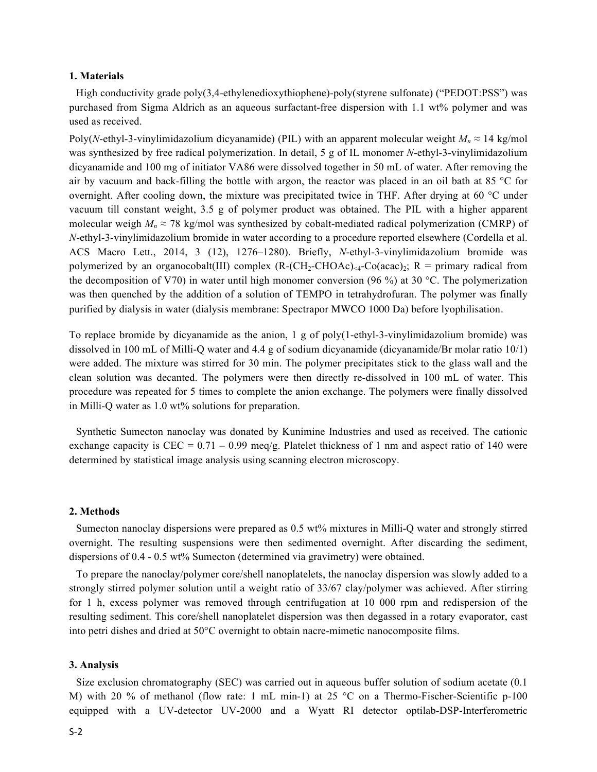## 1. Materials

High conductivity grade poly(3,4-ethylenedioxythiophene)-poly(styrene sulfonate) ("PEDOT:PSS") was purchased from Sigma Aldrich as an aqueous surfactant-free dispersion with 1.1 wt% polymer and was used as received.

Poly(*N*-ethyl-3-vinylimidazolium dicyanamide) (PIL) with an apparent molecular weight $M_n \approx 14$ kg/mol was synthesized by free radical polymerization. In detail, 5 g of IL monomer *N*-ethyl-3-vinylimidazolium dicyanamide and 100 mg of initiator VA86 were dissolved together in 50 mL of water. After removing the air by vacuum and back-filling the bottle with argon, the reactor was placed in an oil bath at 85 °C for overnight. After cooling down, the mixture was precipitated twice in THF. After drying at 60 °C under vacuum till constant weight, 3.5 g of polymer product was obtained. The PIL with a higher apparent molecular weigh $M_n \approx 78$ kg/mol was synthesized by cobalt-mediated radical polymerization (CMRP) of *N*-ethyl-3-vinylimidazolium bromide in water according to a procedure reported elsewhere (Cordella et al. ACS Macro Lett., 2014, 3 (12), 1276–1280). Briefly, *N*-ethyl-3-vinylimidazolium bromide was polymerized by an organocobalt(III) complex (R-$(CH_2\text{-}CHOAc)_{<4}$-Co(acac)$_2$; R = primary radical from the decomposition of V70) in water until high monomer conversion (96 %) at 30 °C. The polymerization was then quenched by the addition of a solution of TEMPO in tetrahydrofuran. The polymer was finally purified by dialysis in water (dialysis membrane: Spectrapor MWCO 1000 Da) before lyophilisation.

To replace bromide by dicyanamide as the anion, 1 g of poly(1-ethyl-3-vinylimidazolium bromide) was dissolved in 100 mL of Milli-Q water and 4.4 g of sodium dicyanamide (dicyanamide/Br molar ratio 10/1) were added. The mixture was stirred for 30 min. The polymer precipitates stick to the glass wall and the clean solution was decanted. The polymers were then directly re-dissolved in 100 mL of water. This procedure was repeated for 5 times to complete the anion exchange. The polymers were finally dissolved in Milli-Q water as 1.0 wt% solutions for preparation.

Synthetic Sumecton nanoclay was donated by Kunimine Industries and used as received. The cationic exchange capacity is CEC = 0.71 – 0.99 meq/g. Platelet thickness of 1 nm and aspect ratio of 140 were determined by statistical image analysis using scanning electron microscopy.

## 2. Methods

Sumecton nanoclay dispersions were prepared as 0.5 wt% mixtures in Milli-Q water and strongly stirred overnight. The resulting suspensions were then sedimented overnight. After discarding the sediment, dispersions of 0.4 - 0.5 wt% Sumecton (determined via gravimetry) were obtained.

To prepare the nanoclay/polymer core/shell nanoplatelets, the nanoclay dispersion was slowly added to a strongly stirred polymer solution until a weight ratio of 33/67 clay/polymer was achieved. After stirring for 1 h, excess polymer was removed through centrifugation at 10 000 rpm and redispersion of the resulting sediment. This core/shell nanoplatelet dispersion was then degassed in a rotary evaporator, cast into petri dishes and dried at 50°C overnight to obtain nacre-mimetic nanocomposite films.

## 3. Analysis

Size exclusion chromatography (SEC) was carried out in aqueous buffer solution of sodium acetate (0.1 M) with 20 % of methanol (flow rate: 1 mL min-1) at 25 °C on a Thermo-Fischer-Scientific p-100 equipped with a UV-detector UV-2000 and a Wyatt RI detector optilab-DSP-Interferometric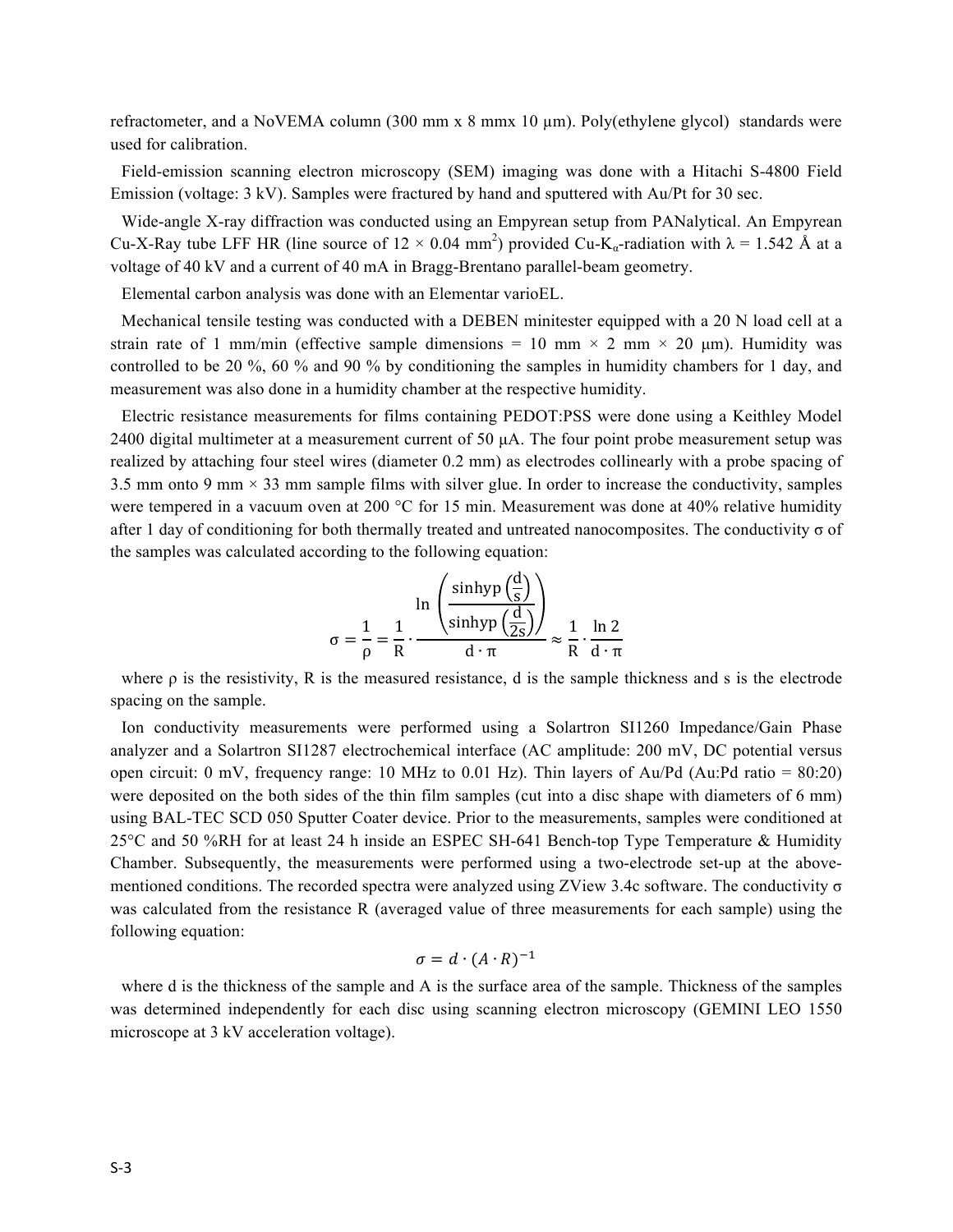refractometer, and a NoVEMA column (300 mm x 8 mmx 10 µm). Poly(ethylene glycol) standards were used for calibration.

Field-emission scanning electron microscopy (SEM) imaging was done with a Hitachi S-4800 Field Emission (voltage: 3 kV). Samples were fractured by hand and sputtered with Au/Pt for 30 sec.

Wide-angle X-ray diffraction was conducted using an Empyrean setup from PANalytical. An Empyrean Cu-X-Ray tube LFF HR (line source of 12 × 0.04 mm$^2$) provided Cu-K$_\alpha$-radiation with $\lambda$ = 1.542 Å at a voltage of 40 kV and a current of 40 mA in Bragg-Brentano parallel-beam geometry.

Elemental carbon analysis was done with an Elementar varioEL.

Mechanical tensile testing was conducted with a DEBEN minitester equipped with a 20 N load cell at a strain rate of 1 mm/min (effective sample dimensions = 10 mm × 2 mm × 20 µm). Humidity was controlled to be 20 %, 60 % and 90 % by conditioning the samples in humidity chambers for 1 day, and measurement was also done in a humidity chamber at the respective humidity.

Electric resistance measurements for films containing PEDOT:PSS were done using a Keithley Model 2400 digital multimeter at a measurement current of 50 µA. The four point probe measurement setup was realized by attaching four steel wires (diameter 0.2 mm) as electrodes collinearly with a probe spacing of 3.5 mm onto 9 mm × 33 mm sample films with silver glue. In order to increase the conductivity, samples were tempered in a vacuum oven at 200 °C for 15 min. Measurement was done at 40% relative humidity after 1 day of conditioning for both thermally treated and untreated nanocomposites. The conductivity σ of the samples was calculated according to the following equation:

$$\sigma = \frac{1}{\rho} = \frac{1}{R} \cdot \frac{\ln\left(\frac{\mathrm{sinhyp}\left(\frac{d}{s}\right)}{\mathrm{sinhyp}\left(\frac{d}{2s}\right)}\right)}{d \cdot \pi} \approx \frac{1}{R} \cdot \frac{\ln 2}{d \cdot \pi}$$

where ρ is the resistivity, R is the measured resistance, d is the sample thickness and s is the electrode spacing on the sample.

Ion conductivity measurements were performed using a Solartron SI1260 Impedance/Gain Phase analyzer and a Solartron SI1287 electrochemical interface (AC amplitude: 200 mV, DC potential versus open circuit: 0 mV, frequency range: 10 MHz to 0.01 Hz). Thin layers of Au/Pd (Au:Pd ratio = 80:20) were deposited on the both sides of the thin film samples (cut into a disc shape with diameters of 6 mm) using BAL-TEC SCD 050 Sputter Coater device. Prior to the measurements, samples were conditioned at 25°C and 50 %RH for at least 24 h inside an ESPEC SH-641 Bench-top Type Temperature & Humidity Chamber. Subsequently, the measurements were performed using a two-electrode set-up at the above-mentioned conditions. The recorded spectra were analyzed using ZView 3.4c software. The conductivity σ was calculated from the resistance R (averaged value of three measurements for each sample) using the following equation:

$$\sigma = d \cdot (A \cdot R)^{-1}$$

where d is the thickness of the sample and A is the surface area of the sample. Thickness of the samples was determined independently for each disc using scanning electron microscopy (GEMINI LEO 1550 microscope at 3 kV acceleration voltage).